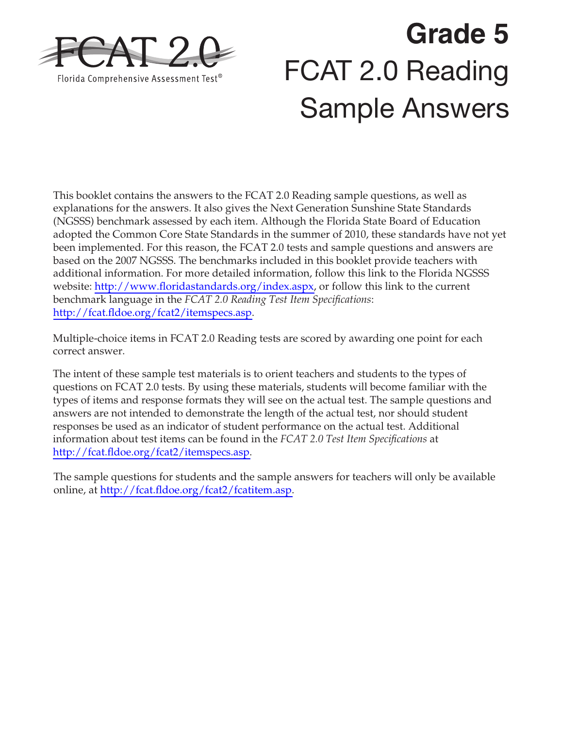FCAT 2.0

Florida Comprehensive Assessment Test®

# Grade 5

# FCAT 2.0 Reading Sample Answers

This booklet contains the answers to the FCAT 2.0 Reading sample questions, as well as explanations for the answers. It also gives the Next Generation Sunshine State Standards (NGSSS) benchmark assessed by each item. Although the Florida State Board of Education adopted the Common Core State Standards in the summer of 2010, these standards have not yet been implemented. For this reason, the FCAT 2.0 tests and sample questions and answers are based on the 2007 NGSSS. The benchmarks included in this booklet provide teachers with additional information. For more detailed information, follow this link to the Florida NGSSS website: http://www.floridastandards.org/index.aspx, or follow this link to the current benchmark language in the *FCAT 2.0 Reading Test Item Specifications*: http://fcat.fldoe.org/fcat2/itemspecs.asp.

Multiple-choice items in FCAT 2.0 Reading tests are scored by awarding one point for each correct answer.

The intent of these sample test materials is to orient teachers and students to the types of questions on FCAT 2.0 tests. By using these materials, students will become familiar with the types of items and response formats they will see on the actual test. The sample questions and answers are not intended to demonstrate the length of the actual test, nor should student responses be used as an indicator of student performance on the actual test. Additional information about test items can be found in the *FCAT 2.0 Test Item Specifications* at http://fcat.fldoe.org/fcat2/itemspecs.asp.

The sample questions for students and the sample answers for teachers will only be available online, at http://fcat.fldoe.org/fcat2/fcatitem.asp.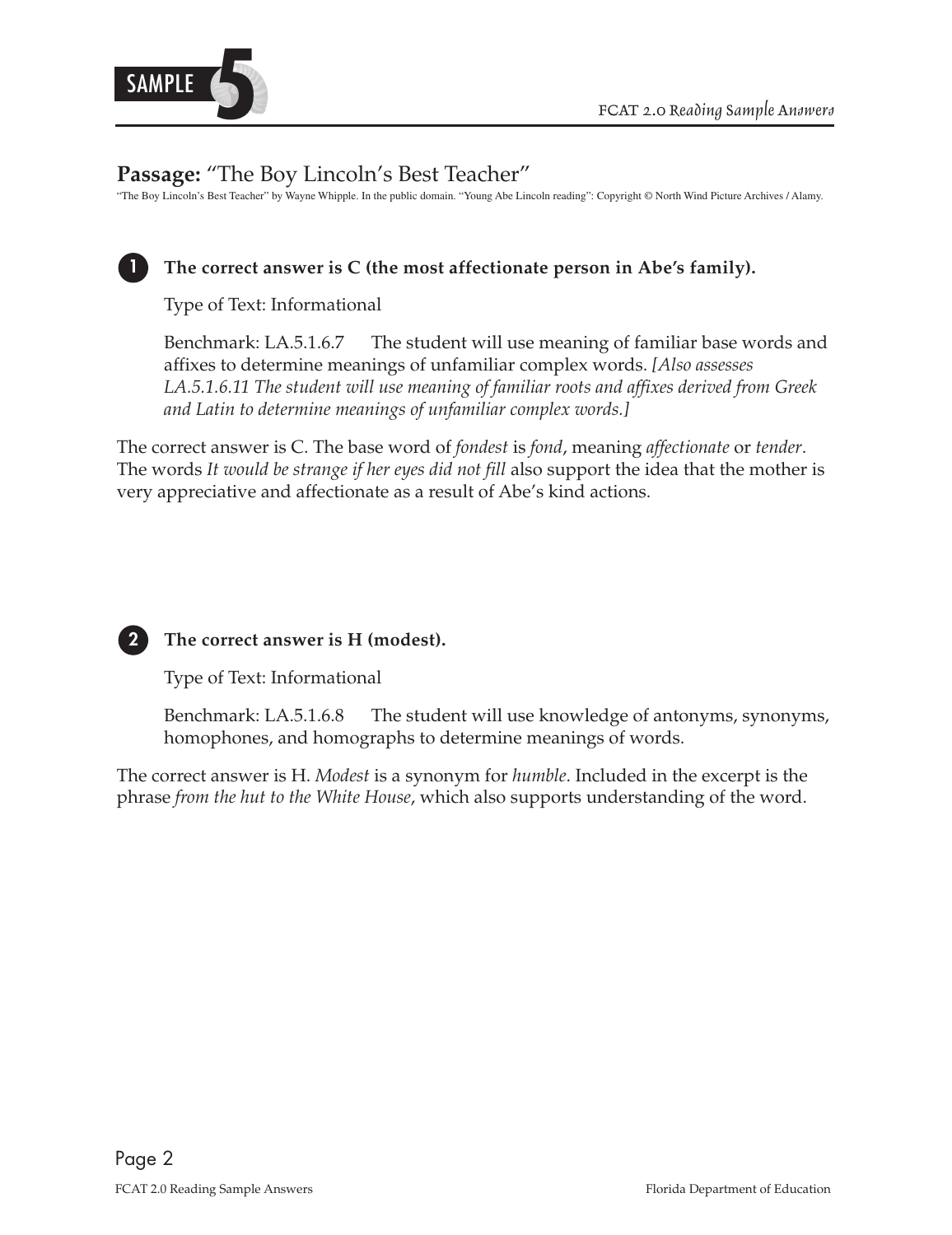**Passage:** "The Boy Lincoln's Best Teacher"

"The Boy Lincoln's Best Teacher" by Wayne Whipple. In the public domain. "Young Abe Lincoln reading": Copyright © North Wind Picture Archives / Alamy.

**1 The correct answer is C (the most affectionate person in Abe's family).**

Type of Text: Informational

Benchmark: LA.5.1.6.7 The student will use meaning of familiar base words and affixes to determine meanings of unfamiliar complex words. *[Also assesses LA.5.1.6.11 The student will use meaning of familiar roots and affixes derived from Greek and Latin to determine meanings of unfamiliar complex words.]*

The correct answer is C. The base word of *fondest* is *fond*, meaning *affectionate* or *tender*. The words *It would be strange if her eyes did not fill* also support the idea that the mother is very appreciative and affectionate as a result of Abe's kind actions.

**2 The correct answer is H (modest).**

Type of Text: Informational

Benchmark: LA.5.1.6.8 The student will use knowledge of antonyms, synonyms, homophones, and homographs to determine meanings of words.

The correct answer is H. *Modest* is a synonym for *humble*. Included in the excerpt is the phrase *from the hut to the White House*, which also supports understanding of the word.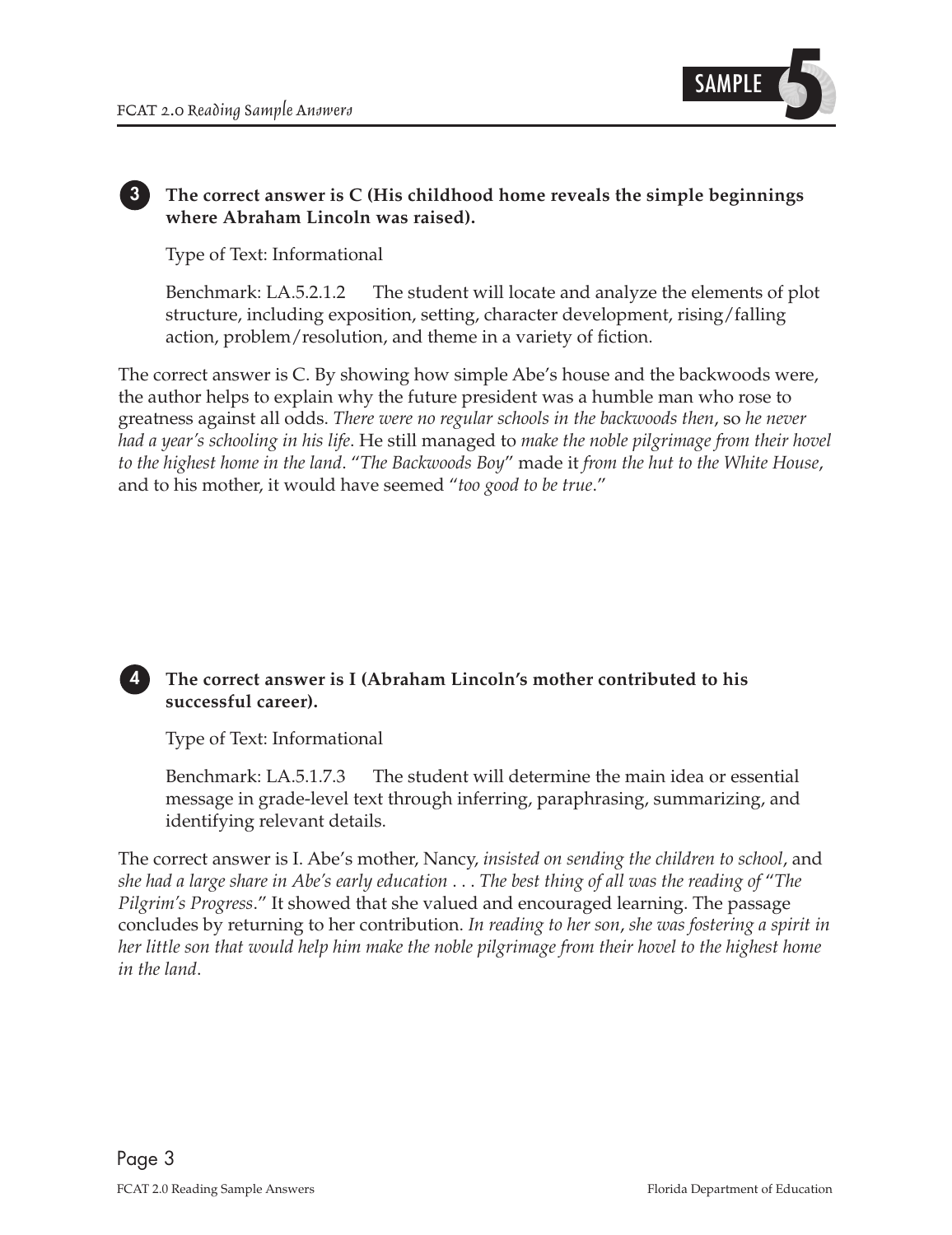**3** **The correct answer is C (His childhood home reveals the simple beginnings where Abraham Lincoln was raised).**

Type of Text: Informational

Benchmark: LA.5.2.1.2 The student will locate and analyze the elements of plot structure, including exposition, setting, character development, rising/falling action, problem/resolution, and theme in a variety of fiction.

The correct answer is C. By showing how simple Abe's house and the backwoods were, the author helps to explain why the future president was a humble man who rose to greatness against all odds. *There were no regular schools in the backwoods then*, so *he never had a year's schooling in his life*. He still managed to *make the noble pilgrimage from their hovel to the highest home in the land*. "*The Backwoods Boy*" made it *from the hut to the White House*, and to his mother, it would have seemed "*too good to be true*."

**4** **The correct answer is I (Abraham Lincoln's mother contributed to his successful career).**

Type of Text: Informational

Benchmark: LA.5.1.7.3 The student will determine the main idea or essential message in grade-level text through inferring, paraphrasing, summarizing, and identifying relevant details.

The correct answer is I. Abe's mother, Nancy, *insisted on sending the children to school*, and *she had a large share in Abe's early education . . . The best thing of all was the reading of* "*The Pilgrim's Progress*." It showed that she valued and encouraged learning. The passage concludes by returning to her contribution. *In reading to her son*, *she was fostering a spirit in her little son that would help him make the noble pilgrimage from their hovel to the highest home in the land*.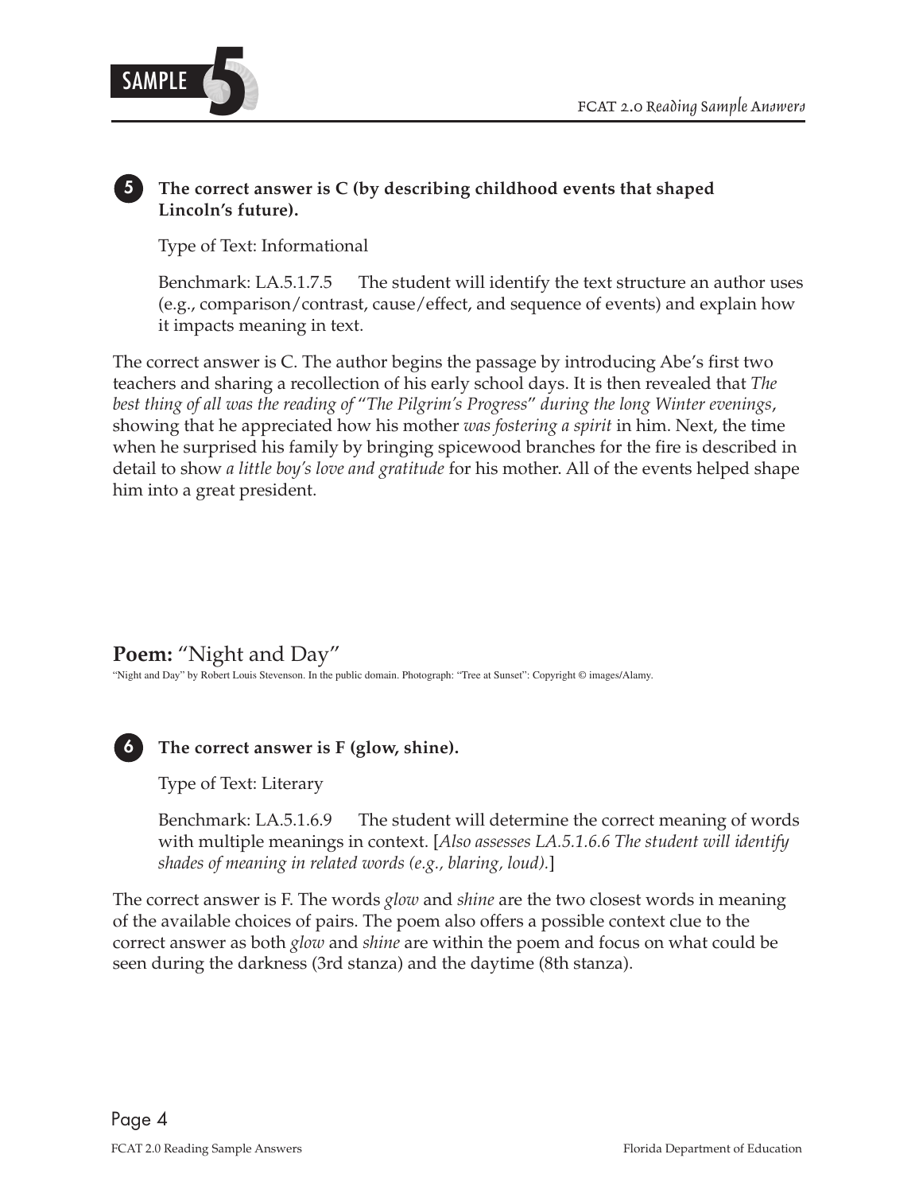**5** **The correct answer is C (by describing childhood events that shaped Lincoln's future).**

Type of Text: Informational

Benchmark: LA.5.1.7.5 The student will identify the text structure an author uses (e.g., comparison/contrast, cause/effect, and sequence of events) and explain how it impacts meaning in text.

The correct answer is C. The author begins the passage by introducing Abe's first two teachers and sharing a recollection of his early school days. It is then revealed that *The best thing of all was the reading of "The Pilgrim's Progress" during the long Winter evenings*, showing that he appreciated how his mother *was fostering a spirit* in him. Next, the time when he surprised his family by bringing spicewood branches for the fire is described in detail to show *a little boy's love and gratitude* for his mother. All of the events helped shape him into a great president.

## Poem: "Night and Day"

"Night and Day" by Robert Louis Stevenson. In the public domain. Photograph: "Tree at Sunset": Copyright © images/Alamy.

**6** **The correct answer is F (glow, shine).**

Type of Text: Literary

Benchmark: LA.5.1.6.9 The student will determine the correct meaning of words with multiple meanings in context. [*Also assesses LA.5.1.6.6 The student will identify shades of meaning in related words (e.g., blaring, loud).*]

The correct answer is F. The words *glow* and *shine* are the two closest words in meaning of the available choices of pairs. The poem also offers a possible context clue to the correct answer as both *glow* and *shine* are within the poem and focus on what could be seen during the darkness (3rd stanza) and the daytime (8th stanza).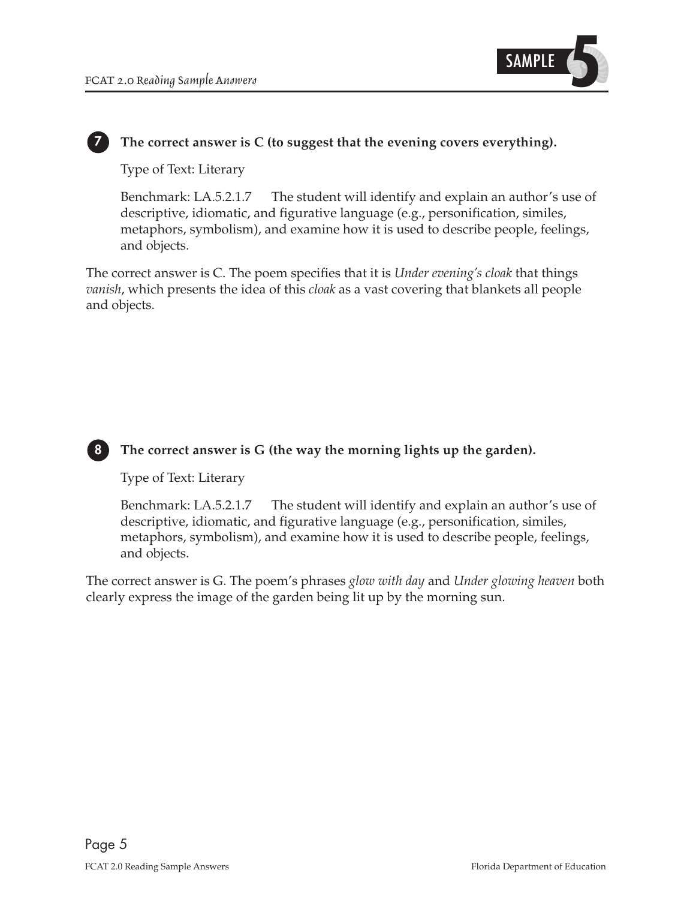**7** **The correct answer is C (to suggest that the evening covers everything).**

Type of Text: Literary

Benchmark: LA.5.2.1.7 The student will identify and explain an author's use of descriptive, idiomatic, and figurative language (e.g., personification, similes, metaphors, symbolism), and examine how it is used to describe people, feelings, and objects.

The correct answer is C. The poem specifies that it is *Under evening's cloak* that things *vanish*, which presents the idea of this *cloak* as a vast covering that blankets all people and objects.

**8** **The correct answer is G (the way the morning lights up the garden).**

Type of Text: Literary

Benchmark: LA.5.2.1.7 The student will identify and explain an author's use of descriptive, idiomatic, and figurative language (e.g., personification, similes, metaphors, symbolism), and examine how it is used to describe people, feelings, and objects.

The correct answer is G. The poem's phrases *glow with day* and *Under glowing heaven* both clearly express the image of the garden being lit up by the morning sun.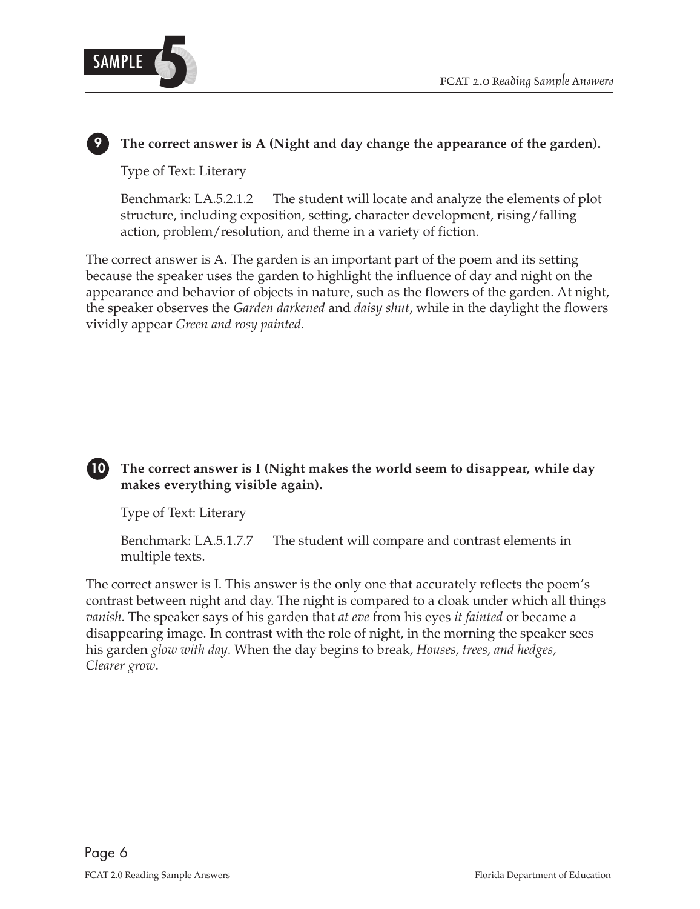**9 The correct answer is A (Night and day change the appearance of the garden).**

Type of Text: Literary

Benchmark: LA.5.2.1.2 The student will locate and analyze the elements of plot structure, including exposition, setting, character development, rising/falling action, problem/resolution, and theme in a variety of fiction.

The correct answer is A. The garden is an important part of the poem and its setting because the speaker uses the garden to highlight the influence of day and night on the appearance and behavior of objects in nature, such as the flowers of the garden. At night, the speaker observes the *Garden darkened* and *daisy shut*, while in the daylight the flowers vividly appear *Green and rosy painted*.

**10 The correct answer is I (Night makes the world seem to disappear, while day makes everything visible again).**

Type of Text: Literary

Benchmark: LA.5.1.7.7 The student will compare and contrast elements in multiple texts.

The correct answer is I. This answer is the only one that accurately reflects the poem's contrast between night and day. The night is compared to a cloak under which all things *vanish*. The speaker says of his garden that *at eve* from his eyes *it fainted* or became a disappearing image. In contrast with the role of night, in the morning the speaker sees his garden *glow with day*. When the day begins to break, *Houses, trees, and hedges, Clearer grow*.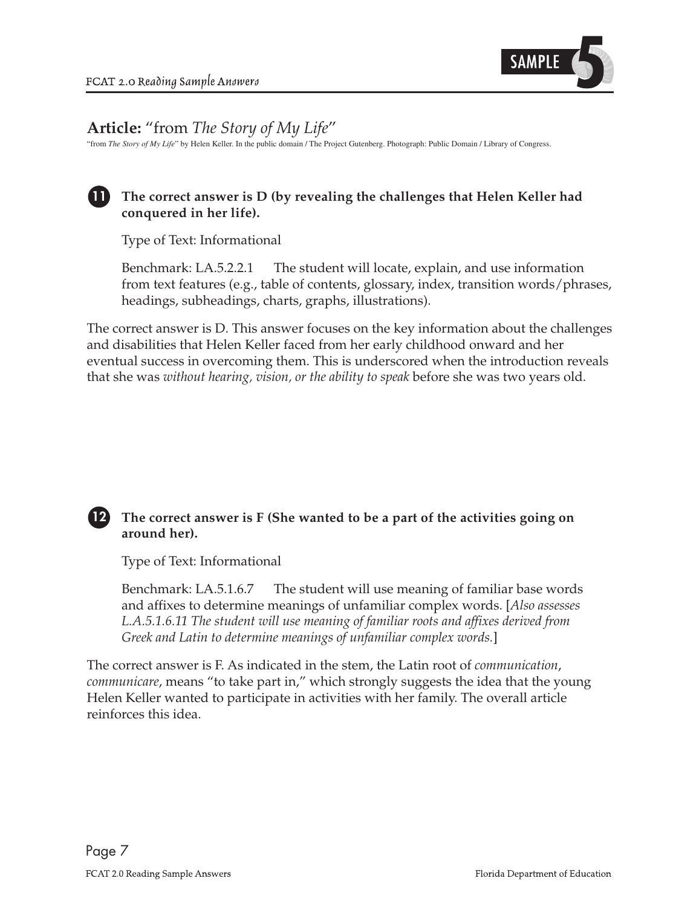## Article: "from *The Story of My Life*"

"from *The Story of My Life*" by Helen Keller. In the public domain / The Project Gutenberg. Photograph: Public Domain / Library of Congress.

**11** **The correct answer is D (by revealing the challenges that Helen Keller had conquered in her life).**

Type of Text: Informational

Benchmark: LA.5.2.2.1 The student will locate, explain, and use information from text features (e.g., table of contents, glossary, index, transition words/phrases, headings, subheadings, charts, graphs, illustrations).

The correct answer is D. This answer focuses on the key information about the challenges and disabilities that Helen Keller faced from her early childhood onward and her eventual success in overcoming them. This is underscored when the introduction reveals that she was *without hearing, vision, or the ability to speak* before she was two years old.

**12** **The correct answer is F (She wanted to be a part of the activities going on around her).**

Type of Text: Informational

Benchmark: LA.5.1.6.7 The student will use meaning of familiar base words and affixes to determine meanings of unfamiliar complex words. [*Also assesses L.A.5.1.6.11 The student will use meaning of familiar roots and affixes derived from Greek and Latin to determine meanings of unfamiliar complex words.*]

The correct answer is F. As indicated in the stem, the Latin root of *communication*, *communicare*, means "to take part in," which strongly suggests the idea that the young Helen Keller wanted to participate in activities with her family. The overall article reinforces this idea.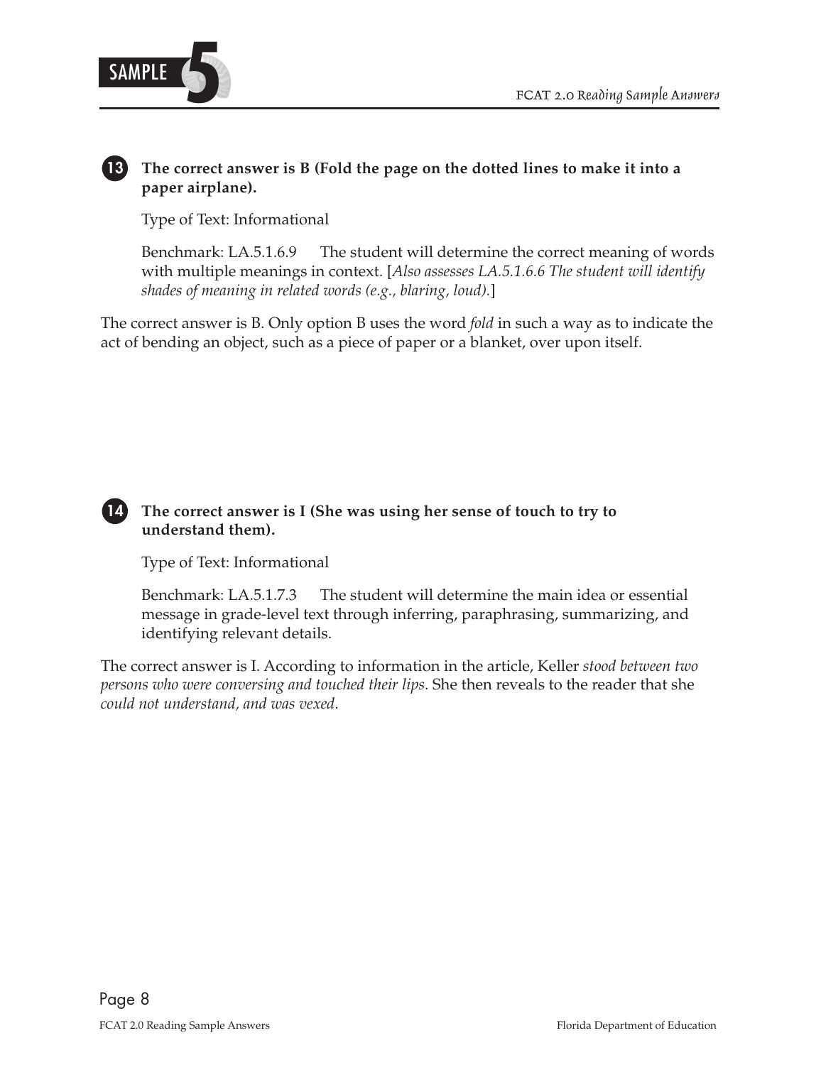**13** **The correct answer is B (Fold the page on the dotted lines to make it into a paper airplane).**

Type of Text: Informational

Benchmark: LA.5.1.6.9 The student will determine the correct meaning of words with multiple meanings in context. [*Also assesses LA.5.1.6.6 The student will identify shades of meaning in related words (e.g., blaring, loud).*]

The correct answer is B. Only option B uses the word *fold* in such a way as to indicate the act of bending an object, such as a piece of paper or a blanket, over upon itself.

**14** **The correct answer is I (She was using her sense of touch to try to understand them).**

Type of Text: Informational

Benchmark: LA.5.1.7.3 The student will determine the main idea or essential message in grade-level text through inferring, paraphrasing, summarizing, and identifying relevant details.

The correct answer is I. According to information in the article, Keller *stood between two persons who were conversing and touched their lips*. She then reveals to the reader that she *could not understand, and was vexed*.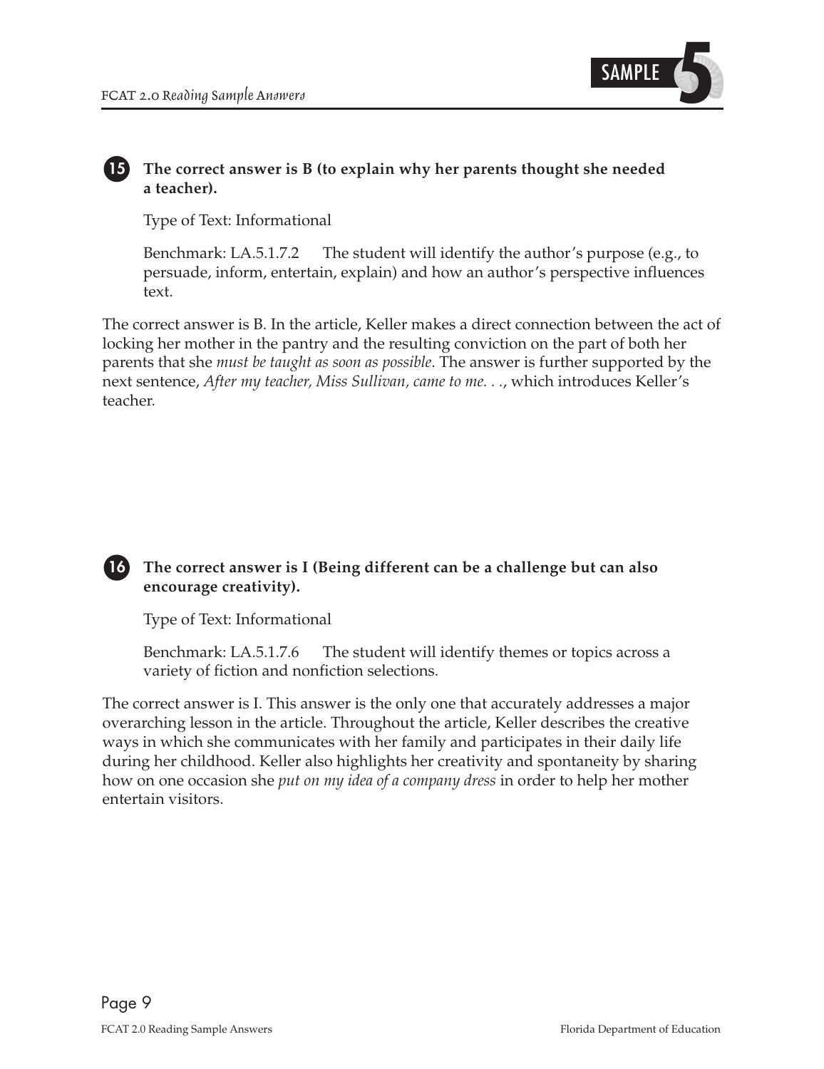**15** **The correct answer is B (to explain why her parents thought she needed a teacher).**

Type of Text: Informational

Benchmark: LA.5.1.7.2 The student will identify the author's purpose (e.g., to persuade, inform, entertain, explain) and how an author's perspective influences text.

The correct answer is B. In the article, Keller makes a direct connection between the act of locking her mother in the pantry and the resulting conviction on the part of both her parents that she *must be taught as soon as possible*. The answer is further supported by the next sentence, *After my teacher, Miss Sullivan, came to me. . .*, which introduces Keller's teacher.

**16** **The correct answer is I (Being different can be a challenge but can also encourage creativity).**

Type of Text: Informational

Benchmark: LA.5.1.7.6 The student will identify themes or topics across a variety of fiction and nonfiction selections.

The correct answer is I. This answer is the only one that accurately addresses a major overarching lesson in the article. Throughout the article, Keller describes the creative ways in which she communicates with her family and participates in their daily life during her childhood. Keller also highlights her creativity and spontaneity by sharing how on one occasion she *put on my idea of a company dress* in order to help her mother entertain visitors.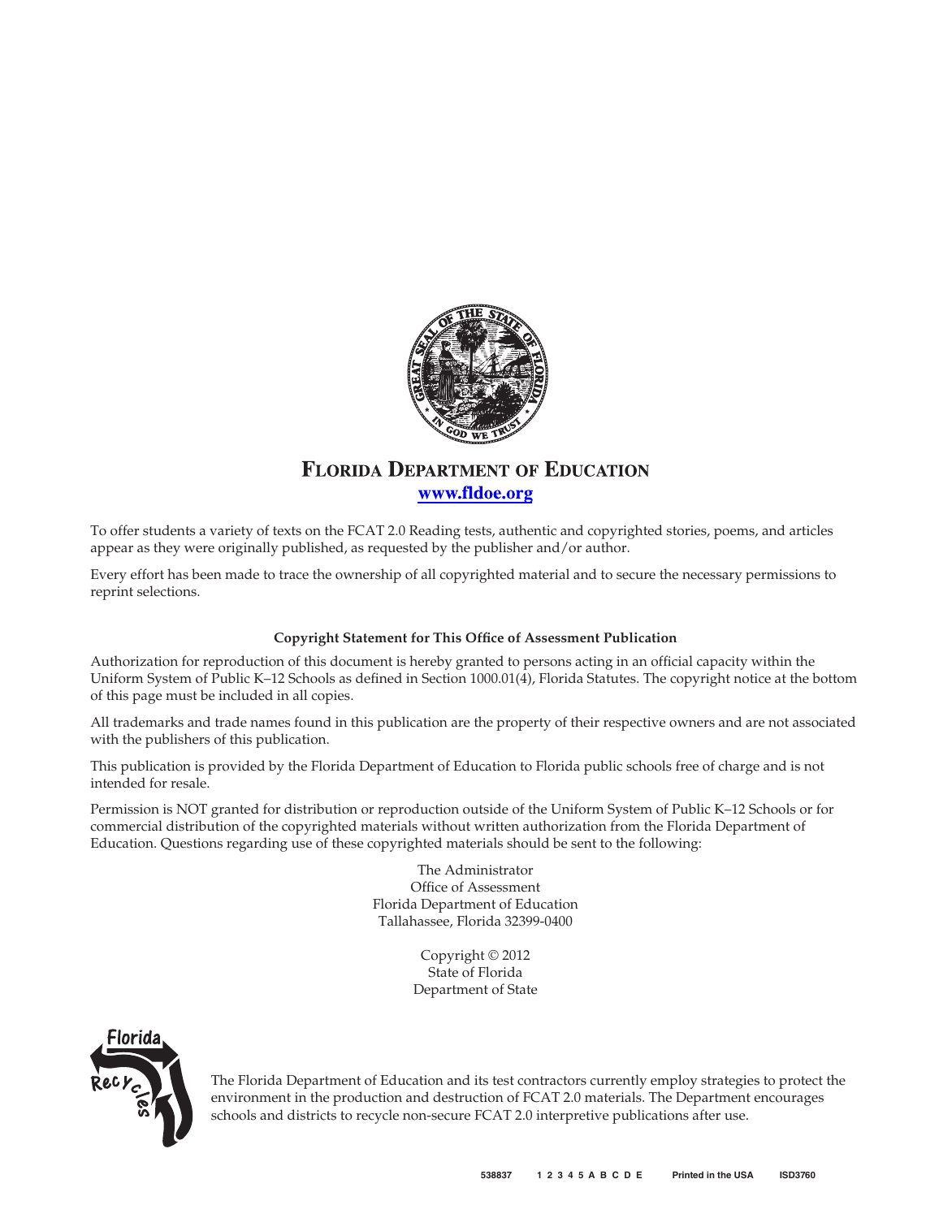# Florida Department of Education

www.fldoe.org

To offer students a variety of texts on the FCAT 2.0 Reading tests, authentic and copyrighted stories, poems, and articles appear as they were originally published, as requested by the publisher and/or author.

Every effort has been made to trace the ownership of all copyrighted material and to secure the necessary permissions to reprint selections.

**Copyright Statement for This Office of Assessment Publication**

Authorization for reproduction of this document is hereby granted to persons acting in an official capacity within the Uniform System of Public K–12 Schools as defined in Section 1000.01(4), Florida Statutes. The copyright notice at the bottom of this page must be included in all copies.

All trademarks and trade names found in this publication are the property of their respective owners and are not associated with the publishers of this publication.

This publication is provided by the Florida Department of Education to Florida public schools free of charge and is not intended for resale.

Permission is NOT granted for distribution or reproduction outside of the Uniform System of Public K–12 Schools or for commercial distribution of the copyrighted materials without written authorization from the Florida Department of Education. Questions regarding use of these copyrighted materials should be sent to the following:

The Administrator
Office of Assessment
Florida Department of Education
Tallahassee, Florida 32399-0400

Copyright © 2012
State of Florida
Department of State

The Florida Department of Education and its test contractors currently employ strategies to protect the environment in the production and destruction of FCAT 2.0 materials. The Department encourages schools and districts to recycle non-secure FCAT 2.0 interpretive publications after use.

538837 1 2 3 4 5 A B C D E Printed in the USA ISD3760